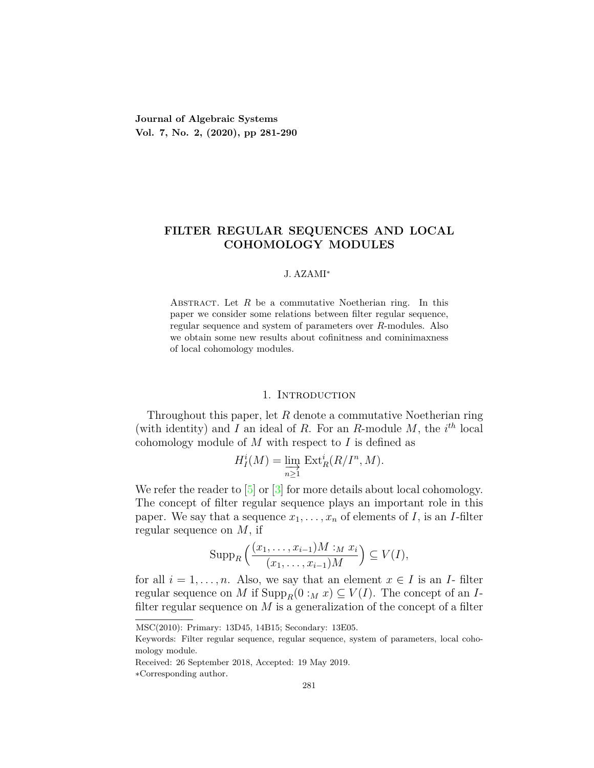# FILTER REGULAR SEQUENCES AND LOCAL COHOMOLOGY MODULES

J. AZAMI*

Abstract. Let $R$ be a commutative Noetherian ring. In this paper we consider some relations between filter regular sequence, regular sequence and system of parameters over $R$-modules. Also we obtain some new results about cofinitness and cominimaxness of local cohomology modules.

## 1. Introduction

Throughout this paper, let $R$ denote a commutative Noetherian ring (with identity) and $I$ an ideal of $R$. For an $R$-module $M$, the $i^{th}$ local cohomology module of $M$ with respect to $I$ is defined as

$$H_I^i(M) = \varinjlim_{n\geq 1} \operatorname{Ext}_R^i(R/I^n, M).$$

We refer the reader to [5] or [3] for more details about local cohomology. The concept of filter regular sequence plays an important role in this paper. We say that a sequence $x_1, \ldots, x_n$ of elements of $I$, is an $I$-filter regular sequence on $M$, if

$$\operatorname{Supp}_R\Big(\frac{(x_1, \ldots, x_{i-1})M :_M x_i}{(x_1, \ldots, x_{i-1})M}\Big) \subseteq V(I),$$

for all $i = 1, \ldots, n$. Also, we say that an element $x \in I$ is an $I$- filter regular sequence on $M$ if $\operatorname{Supp}_R(0 :_M x) \subseteq V(I)$. The concept of an $I$-filter regular sequence on $M$ is a generalization of the concept of a filter

MSC(2010): Primary: 13D45, 14B15; Secondary: 13E05.

Keywords: Filter regular sequence, regular sequence, system of parameters, local cohomology module.

Received: 26 September 2018, Accepted: 19 May 2019.

*Corresponding author.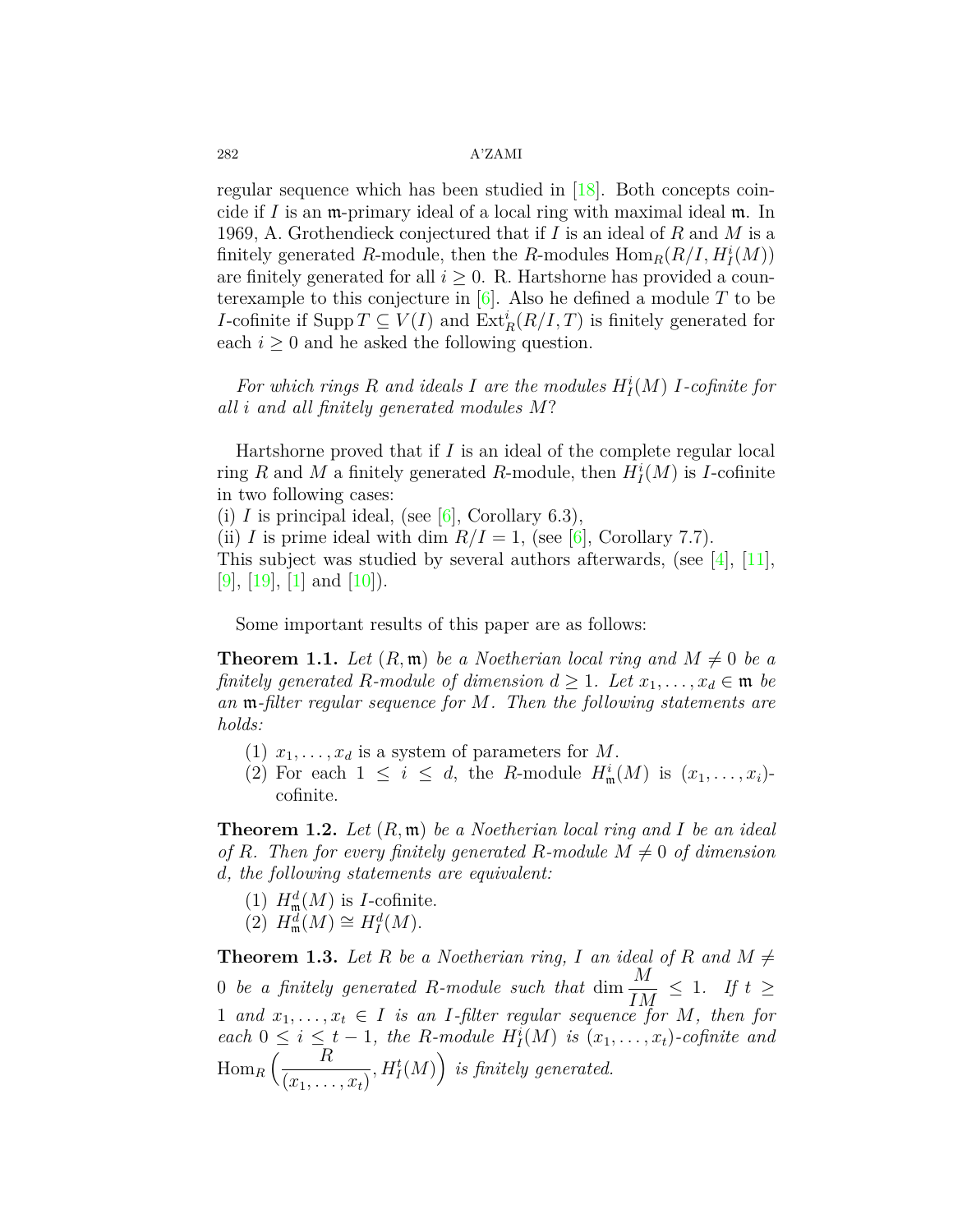regular sequence which has been studied in [18]. Both concepts coincide if $I$ is an $\mathfrak{m}$-primary ideal of a local ring with maximal ideal $\mathfrak{m}$. In 1969, A. Grothendieck conjectured that if $I$ is an ideal of $R$ and $M$ is a finitely generated $R$-module, then the $R$-modules $\operatorname{Hom}_R(R/I, H_I^i(M))$ are finitely generated for all $i \geq 0$. R. Hartshorne has provided a counterexample to this conjecture in [6]. Also he defined a module $T$ to be $I$-cofinite if $\operatorname{Supp} T \subseteq V(I)$ and $\operatorname{Ext}_R^i(R/I, T)$ is finitely generated for each $i \geq 0$ and he asked the following question.

*For which rings $R$ and ideals $I$ are the modules $H_I^i(M)$ $I$-cofinite for all $i$ and all finitely generated modules $M$?*

Hartshorne proved that if $I$ is an ideal of the complete regular local ring $R$ and $M$ a finitely generated $R$-module, then $H_I^i(M)$ is $I$-cofinite in two following cases:
(i) $I$ is principal ideal, (see [6], Corollary 6.3),
(ii) $I$ is prime ideal with dim $R/I = 1$, (see [6], Corollary 7.7).
This subject was studied by several authors afterwards, (see [4], [11], [9], [19], [1] and [10]).

Some important results of this paper are as follows:

**Theorem 1.1.** *Let $(R, \mathfrak{m})$ be a Noetherian local ring and $M \neq 0$ be a finitely generated $R$-module of dimension $d \geq 1$. Let $x_1, \dots, x_d \in \mathfrak{m}$ be an $\mathfrak{m}$-filter regular sequence for $M$. Then the following statements are holds:*

1. $x_1, \dots, x_d$ is a system of parameters for $M$.
2. For each $1 \leq i \leq d$, the $R$-module $H_{\mathfrak{m}}^i(M)$ is $(x_1, \dots, x_i)$-cofinite.

**Theorem 1.2.** *Let $(R, \mathfrak{m})$ be a Noetherian local ring and $I$ be an ideal of $R$. Then for every finitely generated $R$-module $M \neq 0$ of dimension $d$, the following statements are equivalent:*

1. $H_{\mathfrak{m}}^d(M)$ is $I$-cofinite.
2. $H_{\mathfrak{m}}^d(M) \cong H_I^d(M)$.

**Theorem 1.3.** *Let $R$ be a Noetherian ring, $I$ an ideal of $R$ and $M \neq 0$ be a finitely generated $R$-module such that $\dim \dfrac{M}{IM} \leq 1$. If $t \geq 1$ and $x_1, \dots, x_t \in I$ is an $I$-filter regular sequence for $M$, then for each $0 \leq i \leq t-1$, the $R$-module $H_I^i(M)$ is $(x_1, \dots, x_t)$-cofinite and $\operatorname{Hom}_R\Big(\dfrac{R}{(x_1, \dots, x_t)}, H_I^t(M)\Big)$ is finitely generated.*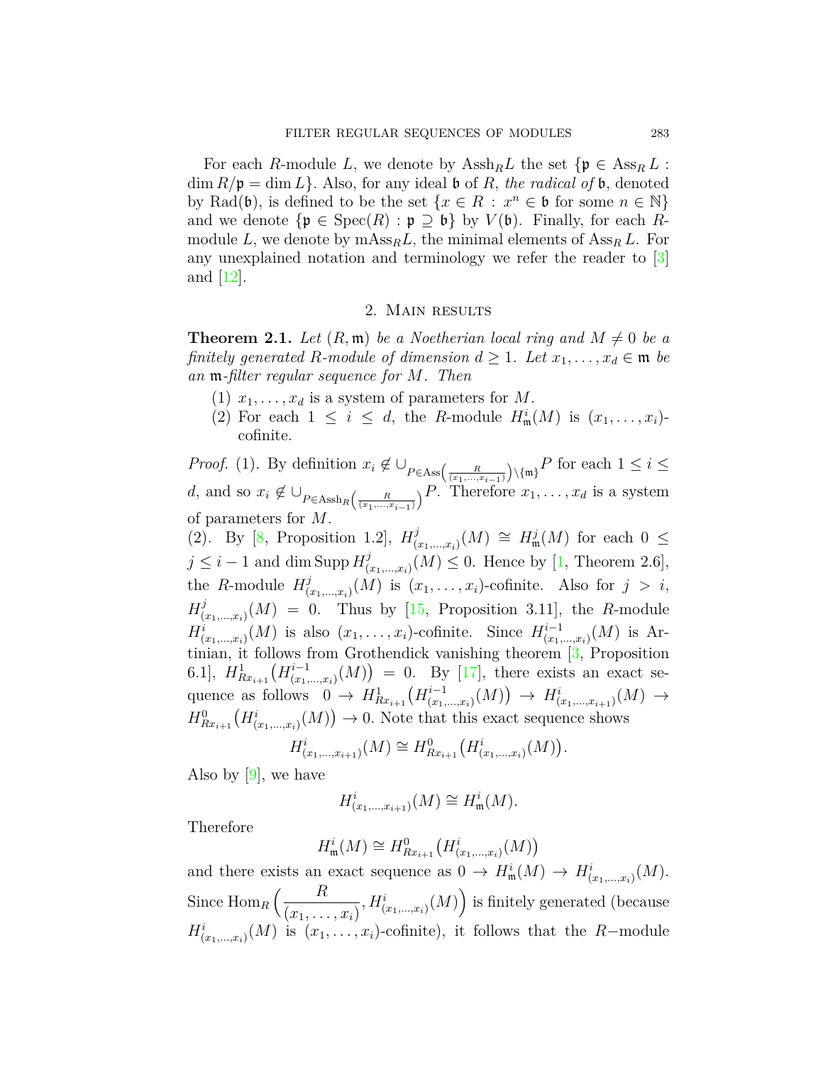For each $R$-module $L$, we denote by $\mathrm{Assh}_R L$ the set $\{\mathfrak{p} \in \mathrm{Ass}_R L : \dim R/\mathfrak{p} = \dim L\}$. Also, for any ideal $\mathfrak{b}$ of $R$, *the radical of* $\mathfrak{b}$, denoted by $\mathrm{Rad}(\mathfrak{b})$, is defined to be the set $\{x \in R : x^n \in \mathfrak{b}$ for some $n \in \mathbb{N}\}$ and we denote $\{\mathfrak{p} \in \mathrm{Spec}(R) : \mathfrak{p} \supseteq \mathfrak{b}\}$ by $V(\mathfrak{b})$. Finally, for each $R$-module $L$, we denote by $\mathrm{mAss}_R L$, the minimal elements of $\mathrm{Ass}_R L$. For any unexplained notation and terminology we refer the reader to [3] and [12].

## 2. Main results

**Theorem 2.1.** *Let $(R, \mathfrak{m})$ be a Noetherian local ring and $M \neq 0$ be a finitely generated $R$-module of dimension $d \geq 1$. Let $x_1, \ldots, x_d \in \mathfrak{m}$ be an $\mathfrak{m}$-filter regular sequence for $M$. Then*

(1) $x_1, \ldots, x_d$ is a system of parameters for $M$.

(2) For each $1 \leq i \leq d$, the $R$-module $H^i_{\mathfrak{m}}(M)$ is $(x_1, \ldots, x_i)$-cofinite.

*Proof.* (1). By definition $x_i \notin \cup_{P \in \mathrm{Ass}\left(\frac{R}{(x_1,\ldots,x_{i-1})}\right) \setminus \{\mathfrak{m}\}} P$ for each $1 \leq i \leq d$, and so $x_i \notin \cup_{P \in \mathrm{Assh}_R\left(\frac{R}{(x_1,\ldots,x_{i-1})}\right)} P$. Therefore $x_1, \ldots, x_d$ is a system of parameters for $M$.

(2). By [8, Proposition 1.2], $H^j_{(x_1,\ldots,x_i)}(M) \cong H^j_{\mathfrak{m}}(M)$ for each $0 \leq j \leq i-1$ and $\dim \mathrm{Supp}\, H^j_{(x_1,\ldots,x_i)}(M) \leq 0$. Hence by [1, Theorem 2.6], the $R$-module $H^j_{(x_1,\ldots,x_i)}(M)$ is $(x_1, \ldots, x_i)$-cofinite. Also for $j > i$, $H^j_{(x_1,\ldots,x_i)}(M) = 0$. Thus by [15, Proposition 3.11], the $R$-module $H^i_{(x_1,\ldots,x_i)}(M)$ is also $(x_1, \ldots, x_i)$-cofinite. Since $H^{i-1}_{(x_1,\ldots,x_i)}(M)$ is Artinian, it follows from Grothendick vanishing theorem [3, Proposition 6.1], $H^1_{Rx_{i+1}}\big(H^{i-1}_{(x_1,\ldots,x_i)}(M)\big) = 0$. By [17], there exists an exact sequence as follows $0 \to H^1_{Rx_{i+1}}\big(H^{i-1}_{(x_1,\ldots,x_i)}(M)\big) \to H^i_{(x_1,\ldots,x_{i+1})}(M) \to H^0_{Rx_{i+1}}\big(H^i_{(x_1,\ldots,x_i)}(M)\big) \to 0$. Note that this exact sequence shows

$$H^i_{(x_1,\ldots,x_{i+1})}(M) \cong H^0_{Rx_{i+1}}\big(H^i_{(x_1,\ldots,x_i)}(M)\big).$$

Also by [9], we have

$$H^i_{(x_1,\ldots,x_{i+1})}(M) \cong H^i_{\mathfrak{m}}(M).$$

Therefore

$$H^i_{\mathfrak{m}}(M) \cong H^0_{Rx_{i+1}}\big(H^i_{(x_1,\ldots,x_i)}(M)\big)$$

and there exists an exact sequence as $0 \to H^i_{\mathfrak{m}}(M) \to H^i_{(x_1,\ldots,x_i)}(M)$. Since $\mathrm{Hom}_R\Big(\dfrac{R}{(x_1,\ldots,x_i)}, H^i_{(x_1,\ldots,x_i)}(M)\Big)$ is finitely generated (because $H^i_{(x_1,\ldots,x_i)}(M)$ is $(x_1, \ldots, x_i)$-cofinite), it follows that the $R-$module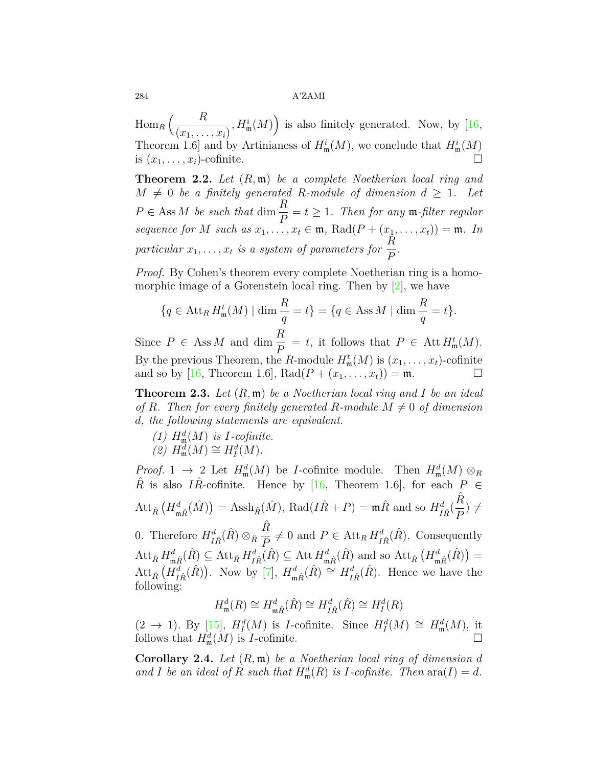$\operatorname{Hom}_R\Big(\dfrac{R}{(x_1,\ldots,x_i)}, H^i_{\mathfrak{m}}(M)\Big)$ is also finitely generated. Now, by [16, Theorem 1.6] and by Artinianess of $H^i_{\mathfrak{m}}(M)$, we conclude that $H^i_{\mathfrak{m}}(M)$ is $(x_1,\ldots,x_i)$-cofinite. □

**Theorem 2.2.** *Let $(R,\mathfrak{m})$ be a complete Noetherian local ring and $M \neq 0$ be a finitely generated $R$-module of dimension $d \geq 1$. Let $P \in \operatorname{Ass} M$ be such that $\dim \dfrac{R}{P} = t \geq 1$. Then for any $\mathfrak{m}$-filter regular sequence for $M$ such as $x_1,\ldots,x_t \in \mathfrak{m}$, $\operatorname{Rad}(P+(x_1,\ldots,x_t)) = \mathfrak{m}$. In particular $x_1,\ldots,x_t$ is a system of parameters for $\dfrac{R}{P}$.*

*Proof.* By Cohen's theorem every complete Noetherian ring is a homomorphic image of a Gorenstein local ring. Then by [2], we have

$$\{q \in \operatorname{Att}_R H^t_{\mathfrak{m}}(M) \mid \dim \frac{R}{q} = t\} = \{q \in \operatorname{Ass} M \mid \dim \frac{R}{q} = t\}.$$

Since $P \in \operatorname{Ass} M$ and $\dim \dfrac{R}{P} = t$, it follows that $P \in \operatorname{Att} H^t_{\mathfrak{m}}(M)$. By the previous Theorem, the $R$-module $H^t_{\mathfrak{m}}(M)$ is $(x_1,\ldots,x_t)$-cofinite and so by [16, Theorem 1.6], $\operatorname{Rad}(P+(x_1,\ldots,x_t)) = \mathfrak{m}$. □

**Theorem 2.3.** *Let $(R,\mathfrak{m})$ be a Noetherian local ring and $I$ be an ideal of $R$. Then for every finitely generated $R$-module $M \neq 0$ of dimension $d$, the following statements are equivalent.*

*(1) $H^d_{\mathfrak{m}}(M)$ is $I$-cofinite.*
*(2) $H^d_{\mathfrak{m}}(M) \cong H^d_I(M)$.*

*Proof.* $1 \to 2$ Let $H^d_{\mathfrak{m}}(M)$ be $I$-cofinite module. Then $H^d_{\mathfrak{m}}(M) \otimes_R \hat{R}$ is also $I\hat{R}$-cofinite. Hence by [16, Theorem 1.6], for each $P \in \operatorname{Att}_{\hat{R}}\big(H^d_{\mathfrak{m}\hat{R}}(\hat{M})\big) = \operatorname{Assh}_{\hat{R}}(\hat{M})$, $\operatorname{Rad}(I\hat{R}+P) = \mathfrak{m}\hat{R}$ and so $H^d_{I\hat{R}}(\dfrac{\hat{R}}{P}) \neq 0$. Therefore $H^d_{I\hat{R}}(\hat{R}) \otimes_{\hat{R}} \dfrac{\hat{R}}{P} \neq 0$ and $P \in \operatorname{Att}_R H^d_{I\hat{R}}(\hat{R})$. Consequently $\operatorname{Att}_{\hat{R}} H^d_{\mathfrak{m}\hat{R}}(\hat{R}) \subseteq \operatorname{Att}_{\hat{R}} H^d_{I\hat{R}}(\hat{R}) \subseteq \operatorname{Att} H^d_{\mathfrak{m}\hat{R}}(\hat{R})$ and so $\operatorname{Att}_{\hat{R}}\big(H^d_{\mathfrak{m}\hat{R}}(\hat{R})\big) = \operatorname{Att}_{\hat{R}}\big(H^d_{I\hat{R}}(\hat{R})\big)$. Now by [7], $H^d_{\mathfrak{m}\hat{R}}(\hat{R}) \cong H^d_{I\hat{R}}(\hat{R})$. Hence we have the following:

$$H^d_{\mathfrak{m}}(R) \cong H^d_{\mathfrak{m}\hat{R}}(\hat{R}) \cong H^d_{I\hat{R}}(\hat{R}) \cong H^d_I(R)$$

$(2 \to 1)$. By [15], $H^d_I(M)$ is $I$-cofinite. Since $H^d_I(M) \cong H^d_{\mathfrak{m}}(M)$, it follows that $H^d_{\mathfrak{m}}(M)$ is $I$-cofinite. □

**Corollary 2.4.** *Let $(R,\mathfrak{m})$ be a Noetherian local ring of dimension $d$ and $I$ be an ideal of $R$ such that $H^d_{\mathfrak{m}}(R)$ is $I$-cofinite. Then $\operatorname{ara}(I) = d$.*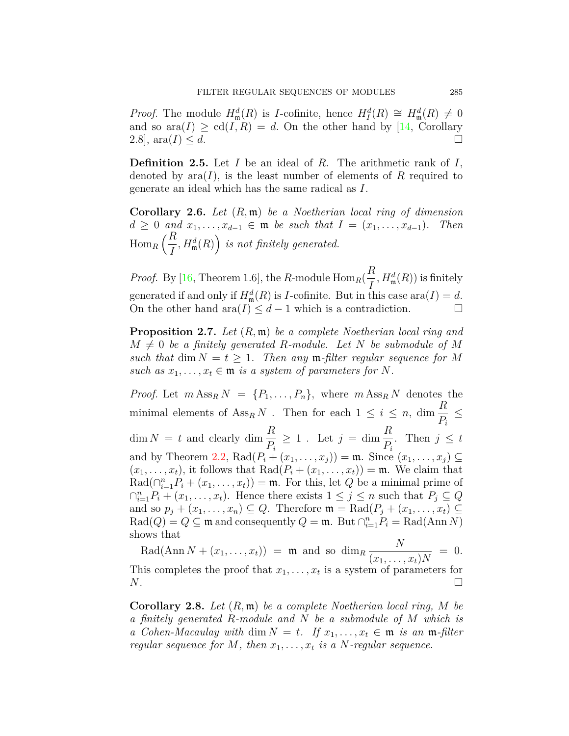*Proof.* The module $H^d_{\mathfrak{m}}(R)$ is $I$-cofinite, hence $H^d_I(R) \cong H^d_{\mathfrak{m}}(R) \neq 0$ and so $\operatorname{ara}(I) \geq \operatorname{cd}(I, R) = d$. On the other hand by [14, Corollary 2.8], $\operatorname{ara}(I) \leq d$. □

**Definition 2.5.** Let $I$ be an ideal of $R$. The arithmetic rank of $I$, denoted by $\operatorname{ara}(I)$, is the least number of elements of $R$ required to generate an ideal which has the same radical as $I$.

**Corollary 2.6.** *Let $(R, \mathfrak{m})$ be a Noetherian local ring of dimension $d \geq 0$ and $x_1, \ldots, x_{d-1} \in \mathfrak{m}$ be such that $I = (x_1, \ldots, x_{d-1})$. Then $\operatorname{Hom}_R\left(\dfrac{R}{I}, H^d_{\mathfrak{m}}(R)\right)$ is not finitely generated.*

*Proof.* By [16, Theorem 1.6], the $R$-module $\operatorname{Hom}_R(\dfrac{R}{I}, H^d_{\mathfrak{m}}(R))$ is finitely generated if and only if $H^d_{\mathfrak{m}}(R)$ is $I$-cofinite. But in this case $\operatorname{ara}(I) = d$. On the other hand $\operatorname{ara}(I) \leq d-1$ which is a contradiction. □

**Proposition 2.7.** *Let $(R, \mathfrak{m})$ be a complete Noetherian local ring and $M \neq 0$ be a finitely generated $R$-module. Let $N$ be submodule of $M$ such that $\dim N = t \geq 1$. Then any $\mathfrak{m}$-filter regular sequence for $M$ such as $x_1, \ldots, x_t \in \mathfrak{m}$ is a system of parameters for $N$.*

*Proof.* Let $m \operatorname{Ass}_R N = \{P_1, \ldots, P_n\}$, where $m \operatorname{Ass}_R N$ denotes the minimal elements of $\operatorname{Ass}_R N$ . Then for each $1 \leq i \leq n$, $\dim \dfrac{R}{P_i} \leq \dim N = t$ and clearly $\dim \dfrac{R}{P_i} \geq 1$ . Let $j = \dim \dfrac{R}{P_i}$. Then $j \leq t$ and by Theorem 2.2, $\operatorname{Rad}(P_i + (x_1, \ldots, x_j)) = \mathfrak{m}$. Since $(x_1, \ldots, x_j) \subseteq (x_1, \ldots, x_t)$, it follows that $\operatorname{Rad}(P_i + (x_1, \ldots, x_t)) = \mathfrak{m}$. We claim that $\operatorname{Rad}(\cap_{i=1}^n P_i + (x_1, \ldots, x_t)) = \mathfrak{m}$. For this, let $Q$ be a minimal prime of $\cap_{i=1}^n P_i + (x_1, \ldots, x_t)$. Hence there exists $1 \leq j \leq n$ such that $P_j \subseteq Q$ and so $p_j + (x_1, \ldots, x_n) \subseteq Q$. Therefore $\mathfrak{m} = \operatorname{Rad}(P_j + (x_1, \ldots, x_t) \subseteq \operatorname{Rad}(Q) = Q \subseteq \mathfrak{m}$ and consequently $Q = \mathfrak{m}$. But $\cap_{i=1}^n P_i = \operatorname{Rad}(\operatorname{Ann} N)$ shows that

$$\operatorname{Rad}(\operatorname{Ann} N + (x_1, \ldots, x_t)) = \mathfrak{m} \text{ and so } \dim_R \frac{N}{(x_1, \ldots, x_t)N} = 0.$$

This completes the proof that $x_1, \ldots, x_t$ is a system of parameters for $N$. □

**Corollary 2.8.** *Let $(R, \mathfrak{m})$ be a complete Noetherian local ring, $M$ be a finitely generated $R$-module and $N$ be a submodule of $M$ which is a Cohen-Macaulay with $\dim N = t$. If $x_1, \ldots, x_t \in \mathfrak{m}$ is an $\mathfrak{m}$-filter regular sequence for $M$, then $x_1, \ldots, x_t$ is a $N$-regular sequence.*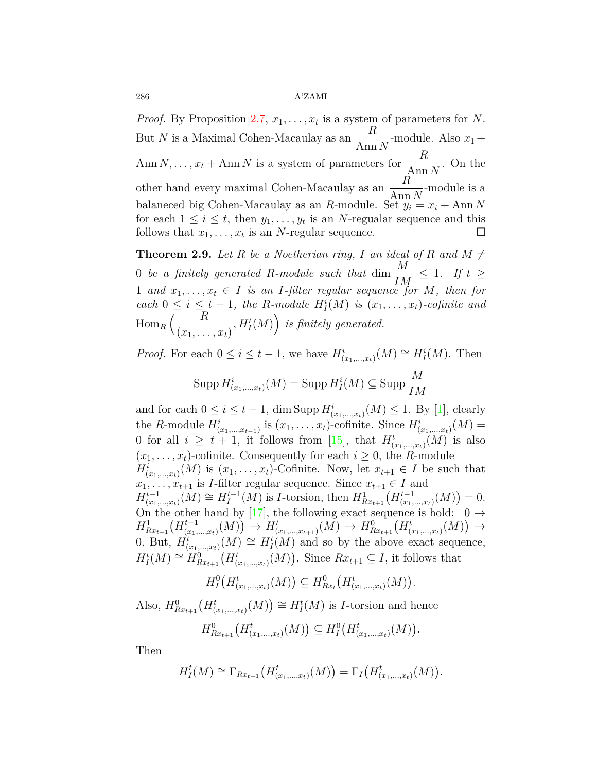*Proof.* By Proposition 2.7, $x_1, \ldots, x_t$ is a system of parameters for $N$. But $N$ is a Maximal Cohen-Macaulay as an $\dfrac{R}{\operatorname{Ann} N}$-module. Also $x_1 + \operatorname{Ann} N, \ldots, x_t + \operatorname{Ann} N$ is a system of parameters for $\dfrac{R}{\operatorname{Ann} N}$. On the other hand every maximal Cohen-Macaulay as an $\dfrac{R}{\operatorname{Ann} N}$-module is a balaneced big Cohen-Macaulay as an $R$-module. Set $y_i = x_i + \operatorname{Ann} N$ for each $1 \leq i \leq t$, then $y_1, \ldots, y_t$ is an $N$-regualar sequence and this follows that $x_1, \ldots, x_t$ is an $N$-regular sequence. $\square$

**Theorem 2.9.** *Let $R$ be a Noetherian ring, $I$ an ideal of $R$ and $M \neq 0$ be a finitely generated $R$-module such that $\dim \dfrac{M}{IM} \leq 1$. If $t \geq 1$ and $x_1, \ldots, x_t \in I$ is an $I$-filter regular sequence for $M$, then for each $0 \leq i \leq t-1$, the $R$-module $H^i_I(M)$ is $(x_1, \ldots, x_t)$-cofinite and $\operatorname{Hom}_R\Big(\dfrac{R}{(x_1, \ldots, x_t)}, H^t_I(M)\Big)$ is finitely generated.*

*Proof.* For each $0 \leq i \leq t-1$, we have $H^i_{(x_1,\ldots,x_t)}(M) \cong H^i_I(M)$. Then

$$\operatorname{Supp} H^i_{(x_1,\ldots,x_t)}(M) = \operatorname{Supp} H^i_I(M) \subseteq \operatorname{Supp} \frac{M}{IM}$$

and for each $0 \leq i \leq t-1$, $\dim \operatorname{Supp} H^i_{(x_1,\ldots,x_t)}(M) \leq 1$. By [1], clearly the $R$-module $H^i_{(x_1,\ldots,x_{t-1})}$ is $(x_1, \ldots, x_t)$-cofinite. Since $H^i_{(x_1,\ldots,x_t)}(M) = 0$ for all $i \geq t+1$, it follows from [15], that $H^t_{(x_1,\ldots,x_t)}(M)$ is also $(x_1, \ldots, x_t)$-cofinite. Consequently for each $i \geq 0$, the $R$-module $H^i_{(x_1,\ldots,x_t)}(M)$ is $(x_1, \ldots, x_t)$-Cofinite. Now, let $x_{t+1} \in I$ be such that $x_1, \ldots, x_{t+1}$ is $I$-filter regular sequence. Since $x_{t+1} \in I$ and $H^{t-1}_{(x_1,\ldots,x_t)}(M) \cong H^{t-1}_I(M)$ is $I$-torsion, then $H^1_{Rx_{t+1}}\big(H^{t-1}_{(x_1,\ldots,x_t)}(M)\big) = 0$. On the other hand by [17], the following exact sequence is hold: $0 \to H^1_{Rx_{t+1}}\big(H^{t-1}_{(x_1,\ldots,x_t)}(M)\big) \to H^t_{(x_1,\ldots,x_{t+1})}(M) \to H^0_{Rx_{t+1}}\big(H^t_{(x_1,\ldots,x_t)}(M)\big) \to 0$. But, $H^t_{(x_1,\ldots,x_t)}(M) \cong H^t_I(M)$ and so by the above exact sequence, $H^t_I(M) \cong H^0_{Rx_{t+1}}\big(H^t_{(x_1,\ldots,x_t)}(M)\big)$. Since $Rx_{t+1} \subseteq I$, it follows that

$$H^0_I\big(H^t_{(x_1,\ldots,x_t)}(M)\big) \subseteq H^0_{Rx_t}\big(H^t_{(x_1,\ldots,x_t)}(M)\big).$$

Also, $H^0_{Rx_{t+1}}\big(H^t_{(x_1,\ldots,x_t)}(M)\big) \cong H^t_I(M)$ is $I$-torsion and hence

$$H^0_{Rx_{t+1}}\big(H^t_{(x_1,\ldots,x_t)}(M)\big) \subseteq H^0_I\big(H^t_{(x_1,\ldots,x_t)}(M)\big).$$

Then

$$H^t_I(M) \cong \Gamma_{Rx_{t+1}}\big(H^t_{(x_1,\ldots,x_t)}(M)\big) = \Gamma_I\big(H^t_{(x_1,\ldots,x_t)}(M)\big).$$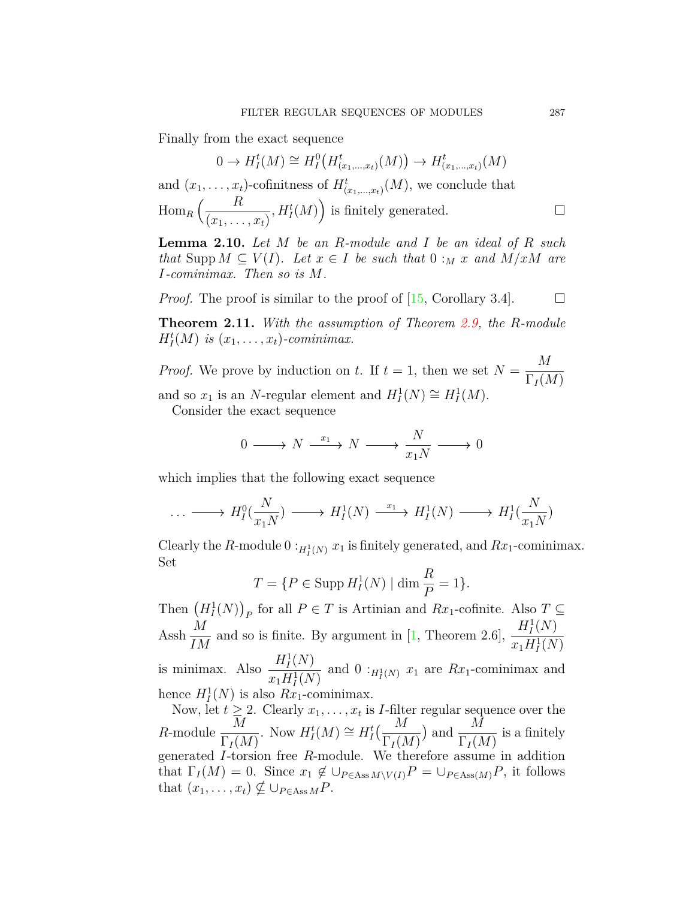Finally from the exact sequence

$$0 \to H^t_I(M) \cong H^0_I\big(H^t_{(x_1,\ldots,x_t)}(M)\big) \to H^t_{(x_1,\ldots,x_t)}(M)$$

and $(x_1,\ldots,x_t)$-cofinitness of $H^t_{(x_1,\ldots,x_t)}(M)$, we conclude that $\operatorname{Hom}_R\Big(\dfrac{R}{(x_1,\ldots,x_t)}, H^t_I(M)\Big)$ is finitely generated. $\square$

**Lemma 2.10.** *Let $M$ be an $R$-module and $I$ be an ideal of $R$ such that $\operatorname{Supp} M \subseteq V(I)$. Let $x \in I$ be such that $0 :_M x$ and $M/xM$ are $I$-cominimax. Then so is $M$.*

*Proof.* The proof is similar to the proof of [15, Corollary 3.4]. $\square$

**Theorem 2.11.** *With the assumption of Theorem 2.9, the $R$-module $H^t_I(M)$ is $(x_1,\ldots,x_t)$-cominimax.*

*Proof.* We prove by induction on $t$. If $t = 1$, then we set $N = \dfrac{M}{\Gamma_I(M)}$ and so $x_1$ is an $N$-regular element and $H^1_I(N) \cong H^1_I(M)$.

Consider the exact sequence

$$0 \longrightarrow N \xrightarrow{\ x_1\ } N \longrightarrow \frac{N}{x_1N} \longrightarrow 0$$

which implies that the following exact sequence

$$\ldots \longrightarrow H^0_I(\frac{N}{x_1N}) \longrightarrow H^1_I(N) \xrightarrow{\ x_1\ } H^1_I(N) \longrightarrow H^1_I(\frac{N}{x_1N})$$

Clearly the $R$-module $0 :_{H^1_I(N)} x_1$ is finitely generated, and $Rx_1$-cominimax. Set

$$T = \{P \in \operatorname{Supp} H^1_I(N) \mid \dim \frac{R}{P} = 1\}.$$

Then $\big(H^1_I(N)\big)_P$ for all $P \in T$ is Artinian and $Rx_1$-cofinite. Also $T \subseteq \operatorname{Assh} \dfrac{M}{IM}$ and so is finite. By argument in [1, Theorem 2.6], $\dfrac{H^1_I(N)}{x_1H^1_I(N)}$ is minimax. Also $\dfrac{H^1_I(N)}{x_1H^1_I(N)}$ and $0 :_{H^1_I(N)} x_1$ are $Rx_1$-cominimax and hence $H^1_I(N)$ is also $Rx_1$-cominimax.

Now, let $t \geq 2$. Clearly $x_1,\ldots,x_t$ is $I$-filter regular sequence over the $R$-module $\dfrac{M}{\Gamma_I(M)}$. Now $H^t_I(M) \cong H^t_I\big(\dfrac{M}{\Gamma_I(M)}\big)$ and $\dfrac{M}{\Gamma_I(M)}$ is a finitely generated $I$-torsion free $R$-module. We therefore assume in addition that $\Gamma_I(M) = 0$. Since $x_1 \notin \cup_{P \in \operatorname{Ass} M \setminus V(I)} P = \cup_{P \in \operatorname{Ass}(M)} P$, it follows that $(x_1,\ldots,x_t) \nsubseteq \cup_{P \in \operatorname{Ass} M} P$.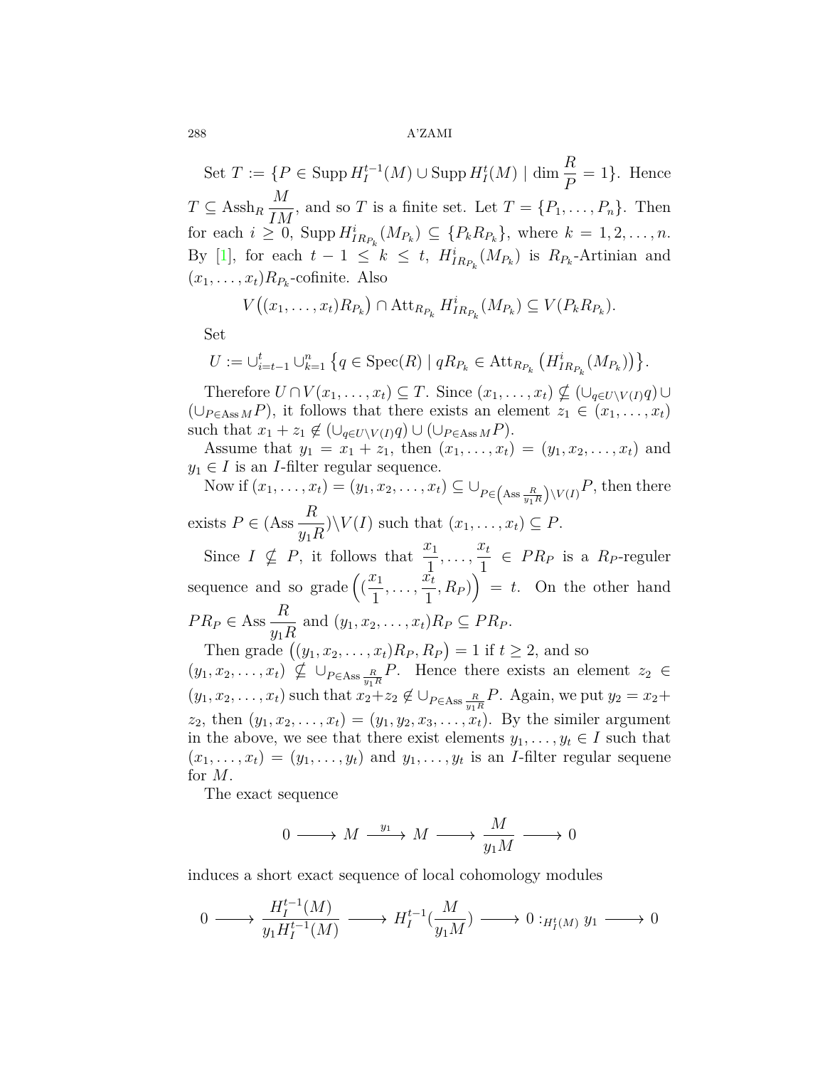Set $T := \{P \in \operatorname{Supp} H_I^{t-1}(M) \cup \operatorname{Supp} H_I^t(M) \mid \dim \dfrac{R}{P} = 1\}$. Hence $T \subseteq \operatorname{Assh}_R \dfrac{M}{IM}$, and so $T$ is a finite set. Let $T = \{P_1, \dots, P_n\}$. Then for each $i \geq 0$, $\operatorname{Supp} H^i_{IR_{P_k}}(M_{P_k}) \subseteq \{P_k R_{P_k}\}$, where $k = 1, 2, \dots, n$. By [1], for each $t-1 \leq k \leq t$, $H^i_{IR_{P_k}}(M_{P_k})$ is $R_{P_k}$-Artinian and $(x_1, \dots, x_t)R_{P_k}$-cofinite. Also

$$V\big((x_1, \dots, x_t)R_{P_k}\big) \cap \operatorname{Att}_{R_{P_k}} H^i_{IR_{P_k}}(M_{P_k}) \subseteq V(P_k R_{P_k}).$$

Set

$$U := \cup_{i=t-1}^{t} \cup_{k=1}^{n} \left\{q \in \operatorname{Spec}(R) \mid qR_{P_k} \in \operatorname{Att}_{R_{P_k}}\left(H^i_{IR_{P_k}}(M_{P_k})\right)\right\}.$$

Therefore $U \cap V(x_1, \dots, x_t) \subseteq T$. Since $(x_1, \dots, x_t) \nsubseteq (\cup_{q \in U \setminus V(I)} q) \cup (\cup_{P \in \operatorname{Ass} M} P)$, it follows that there exists an element $z_1 \in (x_1, \dots, x_t)$ such that $x_1 + z_1 \notin (\cup_{q \in U \setminus V(I)} q) \cup (\cup_{P \in \operatorname{Ass} M} P)$.

Assume that $y_1 = x_1 + z_1$, then $(x_1, \dots, x_t) = (y_1, x_2, \dots, x_t)$ and $y_1 \in I$ is an $I$-filter regular sequence.

Now if $(x_1, \dots, x_t) = (y_1, x_2, \dots, x_t) \subseteq \cup_{P \in \left(\operatorname{Ass} \frac{R}{y_1 R}\right) \setminus V(I)} P$, then there exists $P \in (\operatorname{Ass} \dfrac{R}{y_1 R}) \setminus V(I)$ such that $(x_1, \dots, x_t) \subseteq P$.

Since $I \nsubseteq P$, it follows that $\dfrac{x_1}{1}, \dots, \dfrac{x_t}{1} \in PR_P$ is a $R_P$-reguler sequence and so $\operatorname{grade}\Big((\dfrac{x_1}{1}, \dots, \dfrac{x_t}{1}, R_P)\Big) = t$. On the other hand $PR_P \in \operatorname{Ass} \dfrac{R}{y_1 R}$ and $(y_1, x_2, \dots, x_t)R_P \subseteq PR_P$.

Then $\operatorname{grade}\big((y_1, x_2, \dots, x_t)R_P, R_P\big) = 1$ if $t \geq 2$, and so $(y_1, x_2, \dots, x_t) \nsubseteq \cup_{P \in \operatorname{Ass} \frac{R}{y_1 R}} P$. Hence there exists an element $z_2 \in (y_1, x_2, \dots, x_t)$ such that $x_2 + z_2 \notin \cup_{P \in \operatorname{Ass} \frac{R}{y_1 R}} P$. Again, we put $y_2 = x_2 + z_2$, then $(y_1, x_2, \dots, x_t) = (y_1, y_2, x_3, \dots, x_t)$. By the similer argument in the above, we see that there exist elements $y_1, \dots, y_t \in I$ such that $(x_1, \dots, x_t) = (y_1, \dots, y_t)$ and $y_1, \dots, y_t$ is an $I$-filter regular sequene for $M$.

The exact sequence

$$0 \longrightarrow M \xrightarrow{\;y_1\;} M \longrightarrow \frac{M}{y_1 M} \longrightarrow 0$$

induces a short exact sequence of local cohomology modules

$$0 \longrightarrow \frac{H_I^{t-1}(M)}{y_1 H_I^{t-1}(M)} \longrightarrow H_I^{t-1}\Big(\frac{M}{y_1 M}\Big) \longrightarrow 0 :_{H_I^t(M)} y_1 \longrightarrow 0$$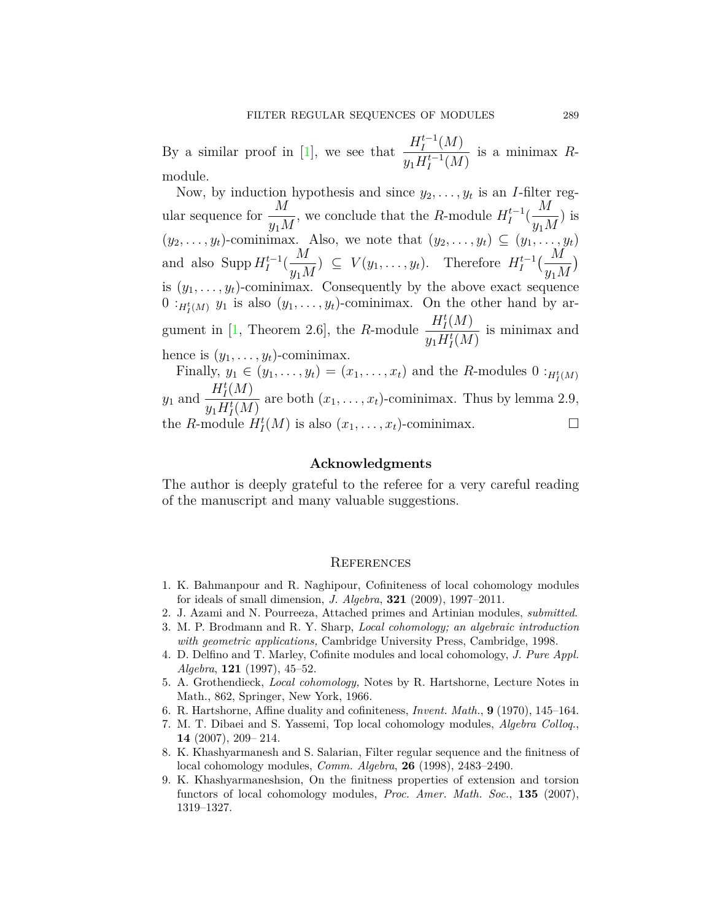By a similar proof in [1], we see that $\dfrac{H_I^{t-1}(M)}{y_1 H_I^{t-1}(M)}$ is a minimax $R$-module.

Now, by induction hypothesis and since $y_2, \ldots, y_t$ is an $I$-filter regular sequence for $\dfrac{M}{y_1 M}$, we conclude that the $R$-module $H_I^{t-1}(\dfrac{M}{y_1 M})$ is $(y_2, \ldots, y_t)$-cominimax. Also, we note that $(y_2, \ldots, y_t) \subseteq (y_1, \ldots, y_t)$ and also $\operatorname{Supp} H_I^{t-1}(\dfrac{M}{y_1 M}) \subseteq V(y_1, \ldots, y_t)$. Therefore $H_I^{t-1}(\dfrac{M}{y_1 M})$ is $(y_1, \ldots, y_t)$-cominimax. Consequently by the above exact sequence $0 :_{H_I^t(M)} y_1$ is also $(y_1, \ldots, y_t)$-cominimax. On the other hand by argument in [1, Theorem 2.6], the $R$-module $\dfrac{H_I^t(M)}{y_1 H_I^t(M)}$ is minimax and hence is $(y_1, \ldots, y_t)$-cominimax.

Finally, $y_1 \in (y_1, \ldots, y_t) = (x_1, \ldots, x_t)$ and the $R$-modules $0 :_{H_I^t(M)} y_1$ and $\dfrac{H_I^t(M)}{y_1 H_I^t(M)}$ are both $(x_1, \ldots, x_t)$-cominimax. Thus by lemma 2.9, the $R$-module $H_I^t(M)$ is also $(x_1, \ldots, x_t)$-cominimax. □

## Acknowledgments

The author is deeply grateful to the referee for a very careful reading of the manuscript and many valuable suggestions.

## References

1. K. Bahmanpour and R. Naghipour, Cofiniteness of local cohomology modules for ideals of small dimension, *J. Algebra*, **321** (2009), 1997–2011.
2. J. Azami and N. Pourreeza, Attached primes and Artinian modules, *submitted*.
3. M. P. Brodmann and R. Y. Sharp, *Local cohomology; an algebraic introduction with geometric applications,* Cambridge University Press, Cambridge, 1998.
4. D. Delfino and T. Marley, Cofinite modules and local cohomology, *J. Pure Appl. Algebra*, **121** (1997), 45–52.
5. A. Grothendieck, *Local cohomology,* Notes by R. Hartshorne, Lecture Notes in Math., 862, Springer, New York, 1966.
6. R. Hartshorne, Affine duality and cofiniteness, *Invent. Math.*, **9** (1970), 145–164.
7. M. T. Dibaei and S. Yassemi, Top local cohomology modules, *Algebra Colloq.*, **14** (2007), 209– 214.
8. K. Khashyarmanesh and S. Salarian, Filter regular sequence and the finitness of local cohomology modules, *Comm. Algebra*, **26** (1998), 2483–2490.
9. K. Khashyarmaneshsion, On the finitness properties of extension and torsion functors of local cohomology modules, *Proc. Amer. Math. Soc.*, **135** (2007), 1319–1327.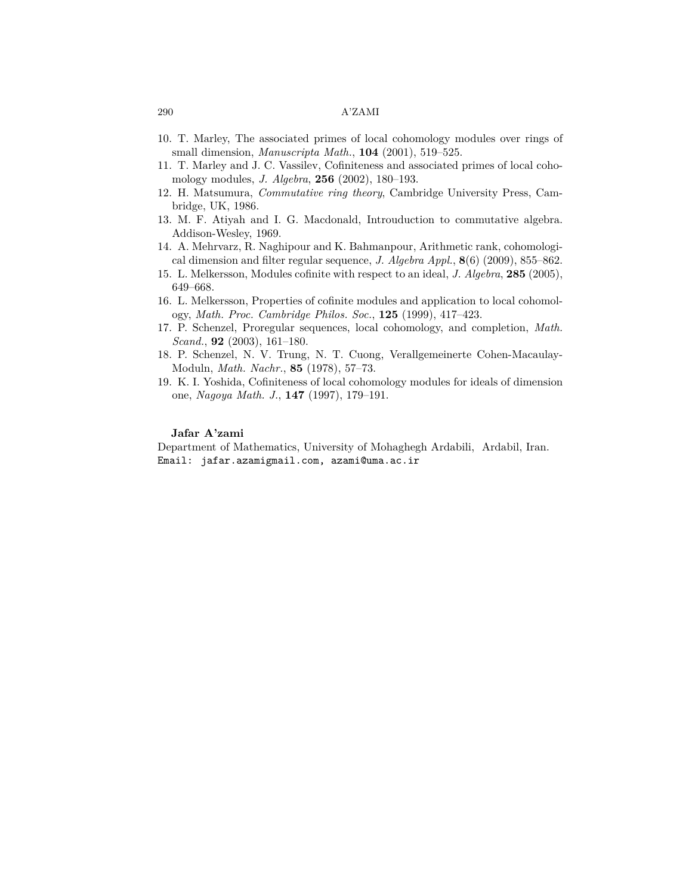10. T. Marley, The associated primes of local cohomology modules over rings of small dimension, *Manuscripta Math.*, **104** (2001), 519–525.
11. T. Marley and J. C. Vassilev, Cofiniteness and associated primes of local cohomology modules, *J. Algebra*, **256** (2002), 180–193.
12. H. Matsumura, *Commutative ring theory*, Cambridge University Press, Cambridge, UK, 1986.
13. M. F. Atiyah and I. G. Macdonald, Introuduction to commutative algebra. Addison-Wesley, 1969.
14. A. Mehrvarz, R. Naghipour and K. Bahmanpour, Arithmetic rank, cohomological dimension and filter regular sequence, *J. Algebra Appl.*, **8**(6) (2009), 855–862.
15. L. Melkersson, Modules cofinite with respect to an ideal, *J. Algebra*, **285** (2005), 649–668.
16. L. Melkersson, Properties of cofinite modules and application to local cohomology, *Math. Proc. Cambridge Philos. Soc.*, **125** (1999), 417–423.
17. P. Schenzel, Proregular sequences, local cohomology, and completion, *Math. Scand.*, **92** (2003), 161–180.
18. P. Schenzel, N. V. Trung, N. T. Cuong, Verallgemeinerte Cohen-Macaulay-Moduln, *Math. Nachr.*, **85** (1978), 57–73.
19. K. I. Yoshida, Cofiniteness of local cohomology modules for ideals of dimension one, *Nagoya Math. J.*, **147** (1997), 179–191.

**Jafar A'zami**

Department of Mathematics, University of Mohaghegh Ardabili, Ardabil, Iran.

Email: jafar.azamigmail.com, azami@uma.ac.ir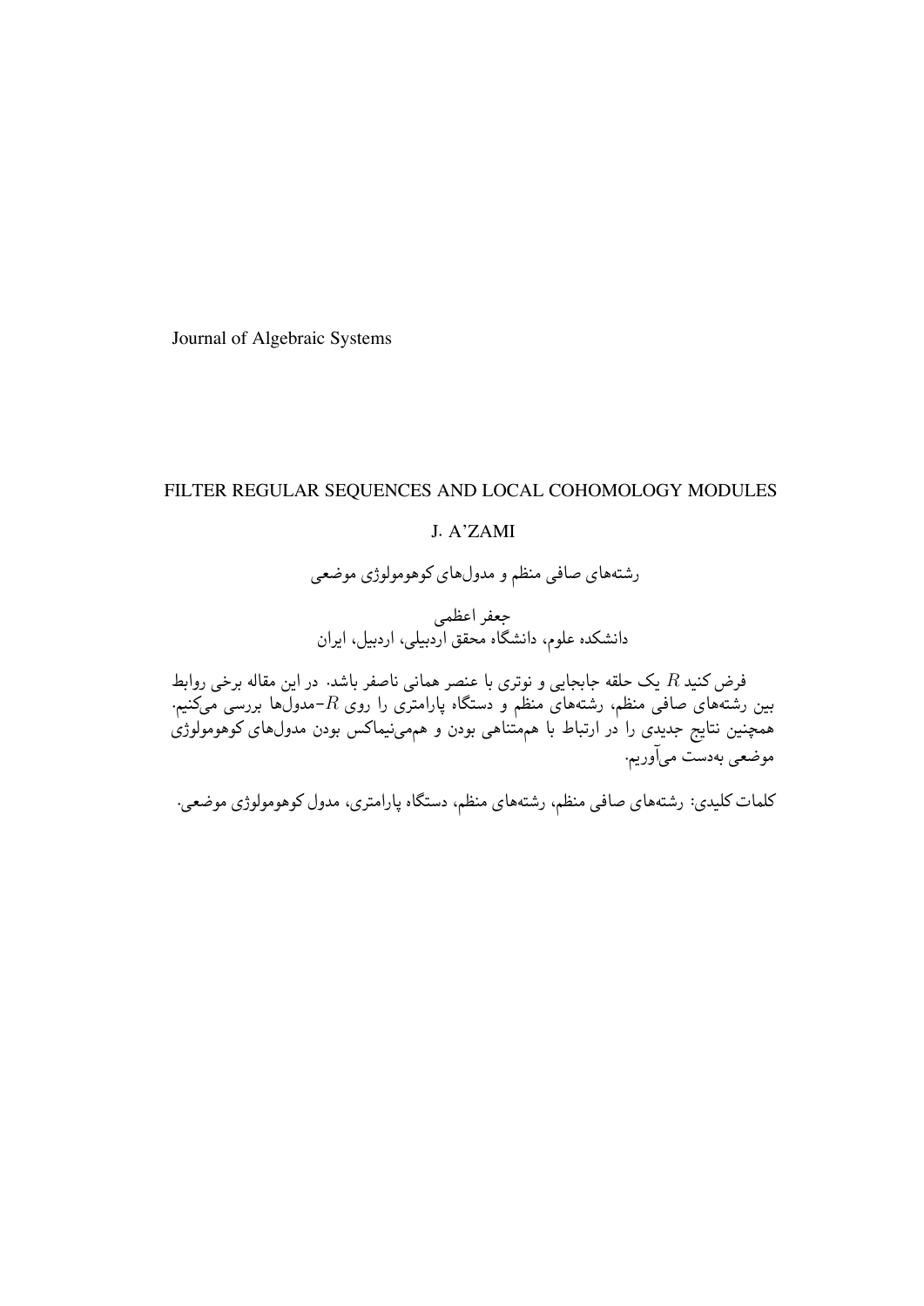Journal of Algebraic Systems

FILTER REGULAR SEQUENCES AND LOCAL COHOMOLOGY MODULES

J. A'ZAMI

رشته‌های صافی منظم و مدول‌های کوهومولوژی موضعی

جعفر اعظمی

دانشکده علوم، دانشگاه محقق اردبیلی، اردبیل، ایران

فرض کنید $R$ یک حلقه جابجایی و نوتری با عنصر همانی ناصفر باشد. در این مقاله برخی روابط بین رشته‌های صافی منظم، رشته‌های منظم و دستگاه پارامتری را روی $R$-مدول‌ها بررسی می‌کنیم. همچنین نتایج جدیدی را در ارتباط با هم‌متناهی بودن و هم‌مینیماکس بودن مدول‌های کوهومولوژی موضعی به‌دست می‌آوریم.

کلمات کلیدی: رشته‌های صافی منظم، رشته‌های منظم، دستگاه پارامتری، مدول کوهومولوژی موضعی.